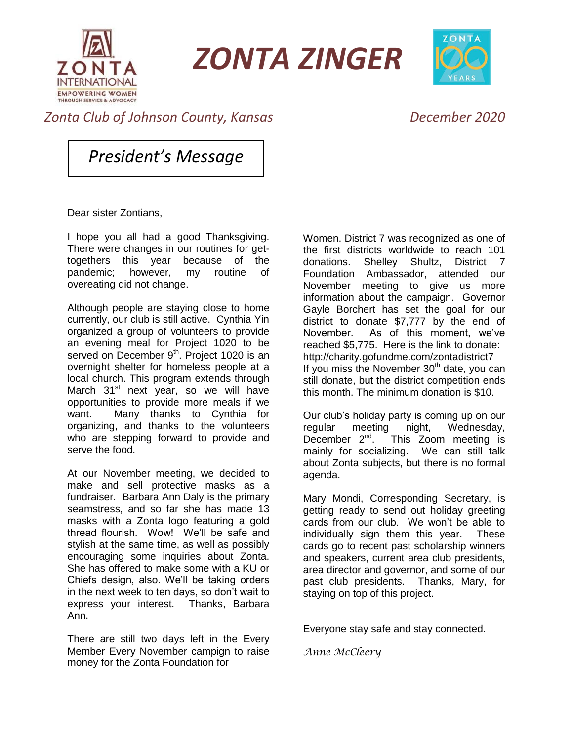# ZONTA ZINGER

*Zonta Club of Johnson County, Kansas* *December 2020*

## *President's Message*

Dear sister Zontians,

I hope you all had a good Thanksgiving. There were changes in our routines for get-togethers this year because of the pandemic; however, my routine of overeating did not change.

Although people are staying close to home currently, our club is still active. Cynthia Yin organized a group of volunteers to provide an evening meal for Project 1020 to be served on December 9th. Project 1020 is an overnight shelter for homeless people at a local church. This program extends through March 31st next year, so we will have opportunities to provide more meals if we want. Many thanks to Cynthia for organizing, and thanks to the volunteers who are stepping forward to provide and serve the food.

At our November meeting, we decided to make and sell protective masks as a fundraiser. Barbara Ann Daly is the primary seamstress, and so far she has made 13 masks with a Zonta logo featuring a gold thread flourish. Wow! We'll be safe and stylish at the same time, as well as possibly encouraging some inquiries about Zonta. She has offered to make some with a KU or Chiefs design, also. We'll be taking orders in the next week to ten days, so don't wait to express your interest. Thanks, Barbara Ann.

There are still two days left in the Every Member Every November campign to raise money for the Zonta Foundation for Women. District 7 was recognized as one of the first districts worldwide to reach 101 donations. Shelley Shultz, District 7 Foundation Ambassador, attended our November meeting to give us more information about the campaign. Governor Gayle Borchert has set the goal for our district to donate $7,777 by the end of November. As of this moment, we've reached $5,775. Here is the link to donate: http://charity.gofundme.com/zontadistrict7 If you miss the November 30th date, you can still donate, but the district competition ends this month. The minimum donation is $10.

Our club's holiday party is coming up on our regular meeting night, Wednesday, December 2nd. This Zoom meeting is mainly for socializing. We can still talk about Zonta subjects, but there is no formal agenda.

Mary Mondi, Corresponding Secretary, is getting ready to send out holiday greeting cards from our club. We won't be able to individually sign them this year. These cards go to recent past scholarship winners and speakers, current area club presidents, area director and governor, and some of our past club presidents. Thanks, Mary, for staying on top of this project.

Everyone stay safe and stay connected.

*Anne McCleery*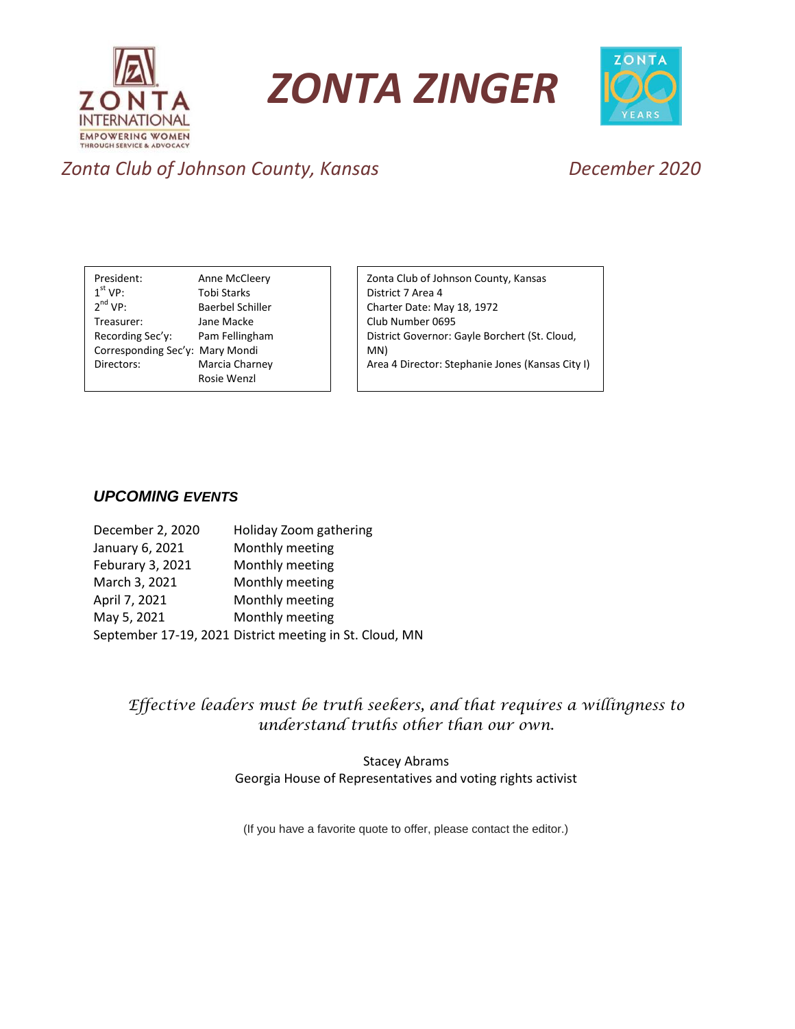# ZONTA ZINGER

*Zonta Club of Johnson County, Kansas* *December 2020*

| | |
|---|---|
| President: | Anne McCleery |
| 1st VP: | Tobi Starks |
| 2nd VP: | Baerbel Schiller |
| Treasurer: | Jane Macke |
| Recording Sec'y: | Pam Fellingham |
| Corresponding Sec'y: | Mary Mondi |
| Directors: | Marcia Charney |
| | Rosie Wenzl |

Zonta Club of Johnson County, Kansas
District 7 Area 4
Charter Date: May 18, 1972
Club Number 0695
District Governor: Gayle Borchert (St. Cloud, MN)
Area 4 Director: Stephanie Jones (Kansas City I)

### *UPCOMING EVENTS*

| | |
|---|---|
| December 2, 2020 | Holiday Zoom gathering |
| January 6, 2021 | Monthly meeting |
| Feburary 3, 2021 | Monthly meeting |
| March 3, 2021 | Monthly meeting |
| April 7, 2021 | Monthly meeting |
| May 5, 2021 | Monthly meeting |
| September 17-19, 2021 | District meeting in St. Cloud, MN |

*Effective leaders must be truth seekers, and that requires a willingness to understand truths other than our own.*

Stacey Abrams
Georgia House of Representatives and voting rights activist

(If you have a favorite quote to offer, please contact the editor.)